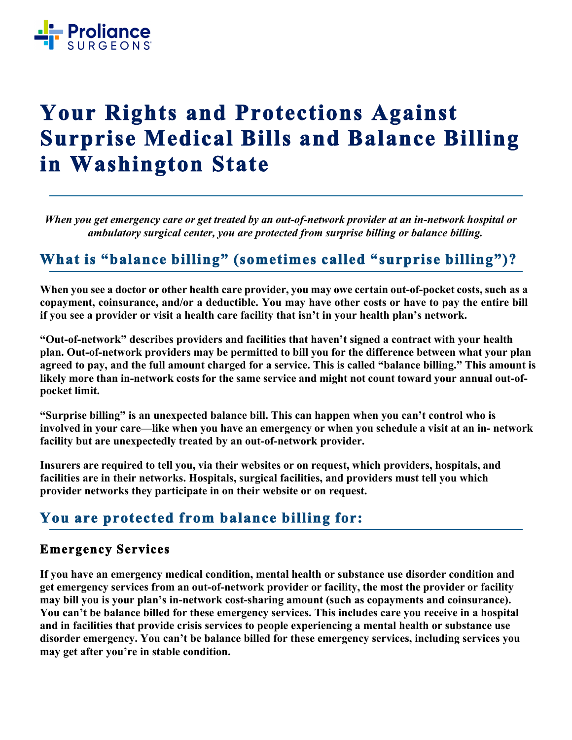# Your Rights and Protections Against Surprise Medical Bills and Balance Billing in Washington State

*When you get emergency care or get treated by an out-of-network provider at an in-network hospital or ambulatory surgical center, you are protected from surprise billing or balance billing.*

## What is "balance billing" (sometimes called "surprise billing")?

**When you see a doctor or other health care provider, you may owe certain out-of-pocket costs, such as a copayment, coinsurance, and/or a deductible. You may have other costs or have to pay the entire bill if you see a provider or visit a health care facility that isn't in your health plan's network.**

**"Out-of-network" describes providers and facilities that haven't signed a contract with your health plan. Out-of-network providers may be permitted to bill you for the difference between what your plan agreed to pay, and the full amount charged for a service. This is called "balance billing." This amount is likely more than in-network costs for the same service and might not count toward your annual out-of-pocket limit.**

**"Surprise billing" is an unexpected balance bill. This can happen when you can't control who is involved in your care—like when you have an emergency or when you schedule a visit at an in- network facility but are unexpectedly treated by an out-of-network provider.**

**Insurers are required to tell you, via their websites or on request, which providers, hospitals, and facilities are in their networks. Hospitals, surgical facilities, and providers must tell you which provider networks they participate in on their website or on request.**

## You are protected from balance billing for:

### Emergency Services

**If you have an emergency medical condition, mental health or substance use disorder condition and get emergency services from an out-of-network provider or facility, the most the provider or facility may bill you is your plan's in-network cost-sharing amount (such as copayments and coinsurance). You can't be balance billed for these emergency services. This includes care you receive in a hospital and in facilities that provide crisis services to people experiencing a mental health or substance use disorder emergency. You can't be balance billed for these emergency services, including services you may get after you're in stable condition.**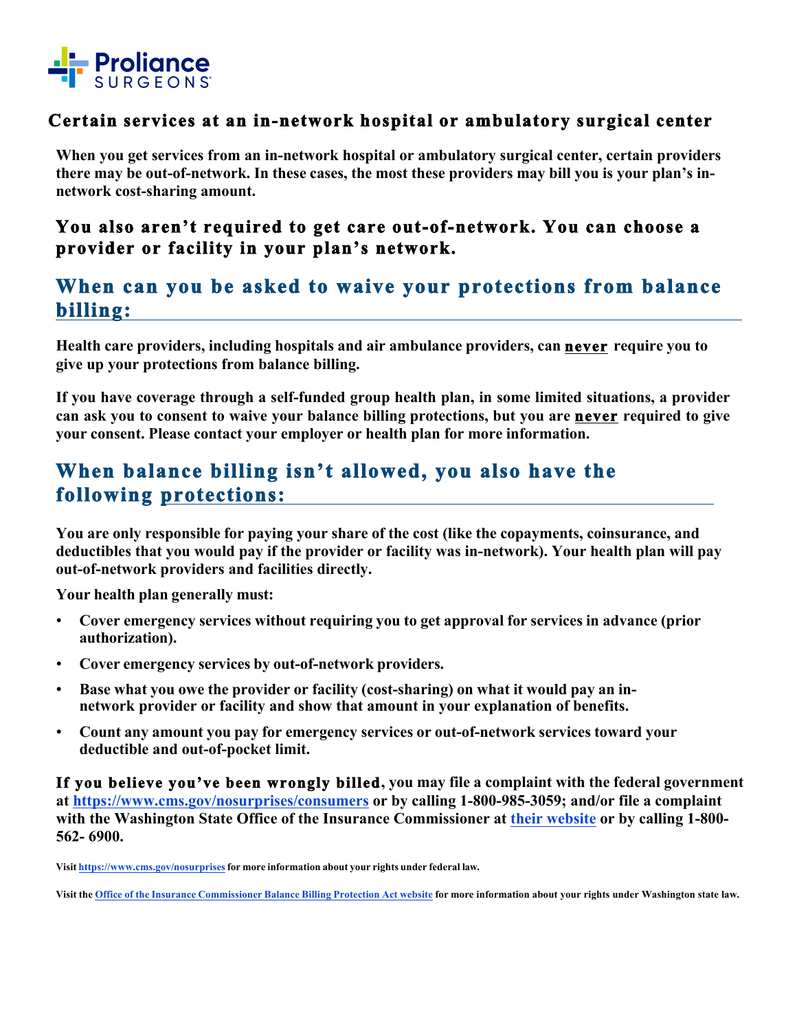Proliance SURGEONS

### Certain services at an in-network hospital or ambulatory surgical center

**When you get services from an in-network hospital or ambulatory surgical center, certain providers there may be out-of-network. In these cases, the most these providers may bill you is your plan's in-network cost-sharing amount.**

### You also aren't required to get care out-of-network. You can choose a provider or facility in your plan's network.

## When can you be asked to waive your protections from balance billing:

**Health care providers, including hospitals and air ambulance providers, can never require you to give up your protections from balance billing.**

**If you have coverage through a self-funded group health plan, in some limited situations, a provider can ask you to consent to waive your balance billing protections, but you are never required to give your consent. Please contact your employer or health plan for more information.**

## When balance billing isn't allowed, you also have the following protections:

**You are only responsible for paying your share of the cost (like the copayments, coinsurance, and deductibles that you would pay if the provider or facility was in-network). Your health plan will pay out-of-network providers and facilities directly.**

**Your health plan generally must:**

- **Cover emergency services without requiring you to get approval for services in advance (prior authorization).**
- **Cover emergency services by out-of-network providers.**
- **Base what you owe the provider or facility (cost-sharing) on what it would pay an in-network provider or facility and show that amount in your explanation of benefits.**
- **Count any amount you pay for emergency services or out-of-network services toward your deductible and out-of-pocket limit.**

**If you believe you've been wrongly billed, you may file a complaint with the federal government at https://www.cms.gov/nosurprises/consumers or by calling 1-800-985-3059; and/or file a complaint with the Washington State Office of the Insurance Commissioner at their website or by calling 1-800-562- 6900.**

**Visit https://www.cms.gov/nosurprises for more information about your rights under federal law.**

**Visit the Office of the Insurance Commissioner Balance Billing Protection Act website for more information about your rights under Washington state law.**